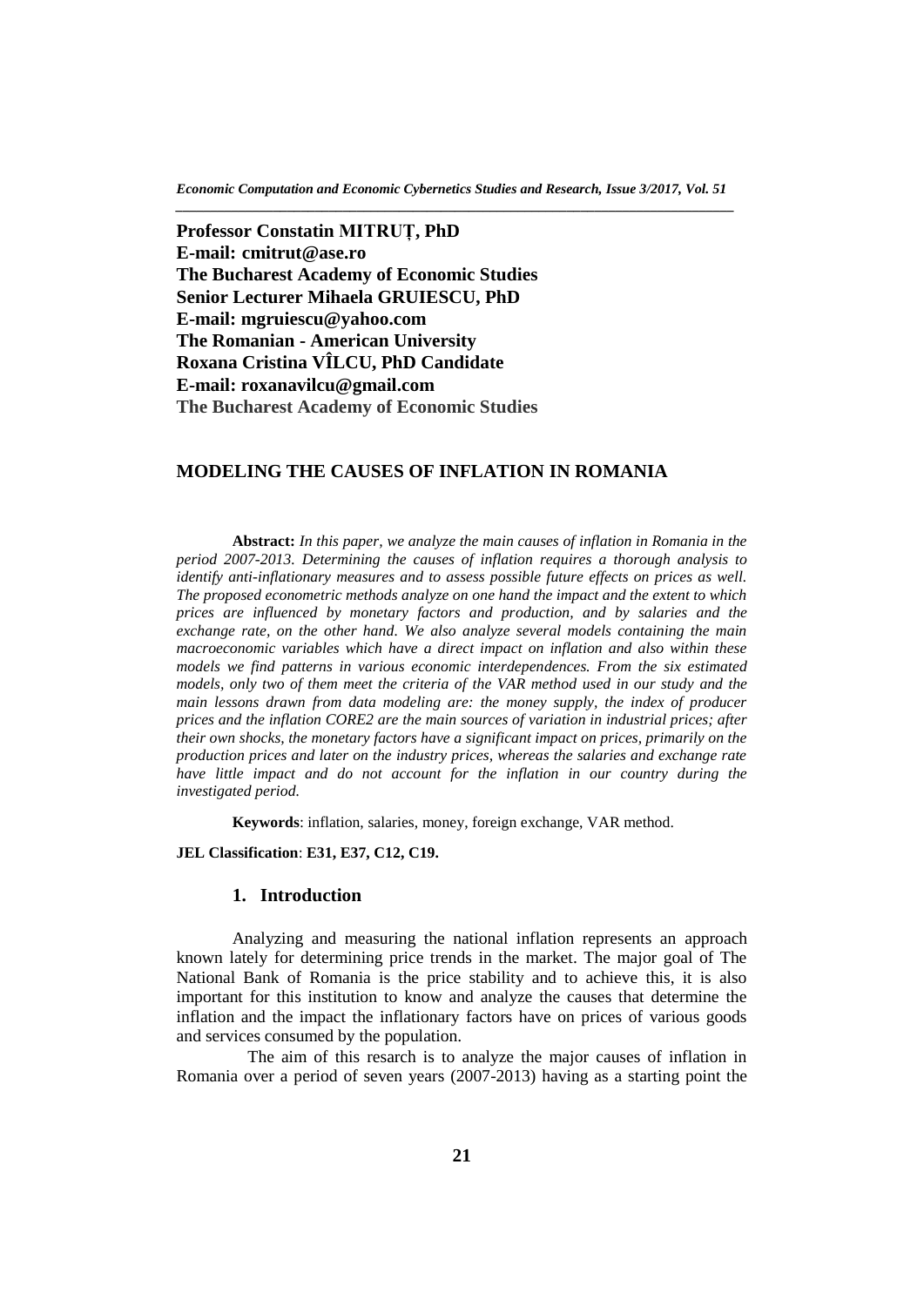**Professor Constatin MITRUȚ, PhD**
**E-mail: cmitrut@ase.ro**
**The Bucharest Academy of Economic Studies**
**Senior Lecturer Mihaela GRUIESCU, PhD**
**E-mail: mgruiescu@yahoo.com**
**The Romanian - American University**
**Roxana Cristina VÎLCU, PhD Candidate**
**E-mail: roxanavilcu@gmail.com**
**The Bucharest Academy of Economic Studies**

# MODELING THE CAUSES OF INFLATION IN ROMANIA

**Abstract:** *In this paper, we analyze the main causes of inflation in Romania in the period 2007-2013. Determining the causes of inflation requires a thorough analysis to identify anti-inflationary measures and to assess possible future effects on prices as well. The proposed econometric methods analyze on one hand the impact and the extent to which prices are influenced by monetary factors and production, and by salaries and the exchange rate, on the other hand. We also analyze several models containing the main macroeconomic variables which have a direct impact on inflation and also within these models we find patterns in various economic interdependences. From the six estimated models, only two of them meet the criteria of the VAR method used in our study and the main lessons drawn from data modeling are: the money supply, the index of producer prices and the inflation CORE2 are the main sources of variation in industrial prices; after their own shocks, the monetary factors have a significant impact on prices, primarily on the production prices and later on the industry prices, whereas the salaries and exchange rate have little impact and do not account for the inflation in our country during the investigated period.*

**Keywords**: inflation, salaries, money, foreign exchange, VAR method.

**JEL Classification**: **E31, E37, C12, C19.**

## 1. Introduction

Analyzing and measuring the national inflation represents an approach known lately for determining price trends in the market. The major goal of The National Bank of Romania is the price stability and to achieve this, it is also important for this institution to know and analyze the causes that determine the inflation and the impact the inflationary factors have on prices of various goods and services consumed by the population.

The aim of this resarch is to analyze the major causes of inflation in Romania over a period of seven years (2007-2013) having as a starting point the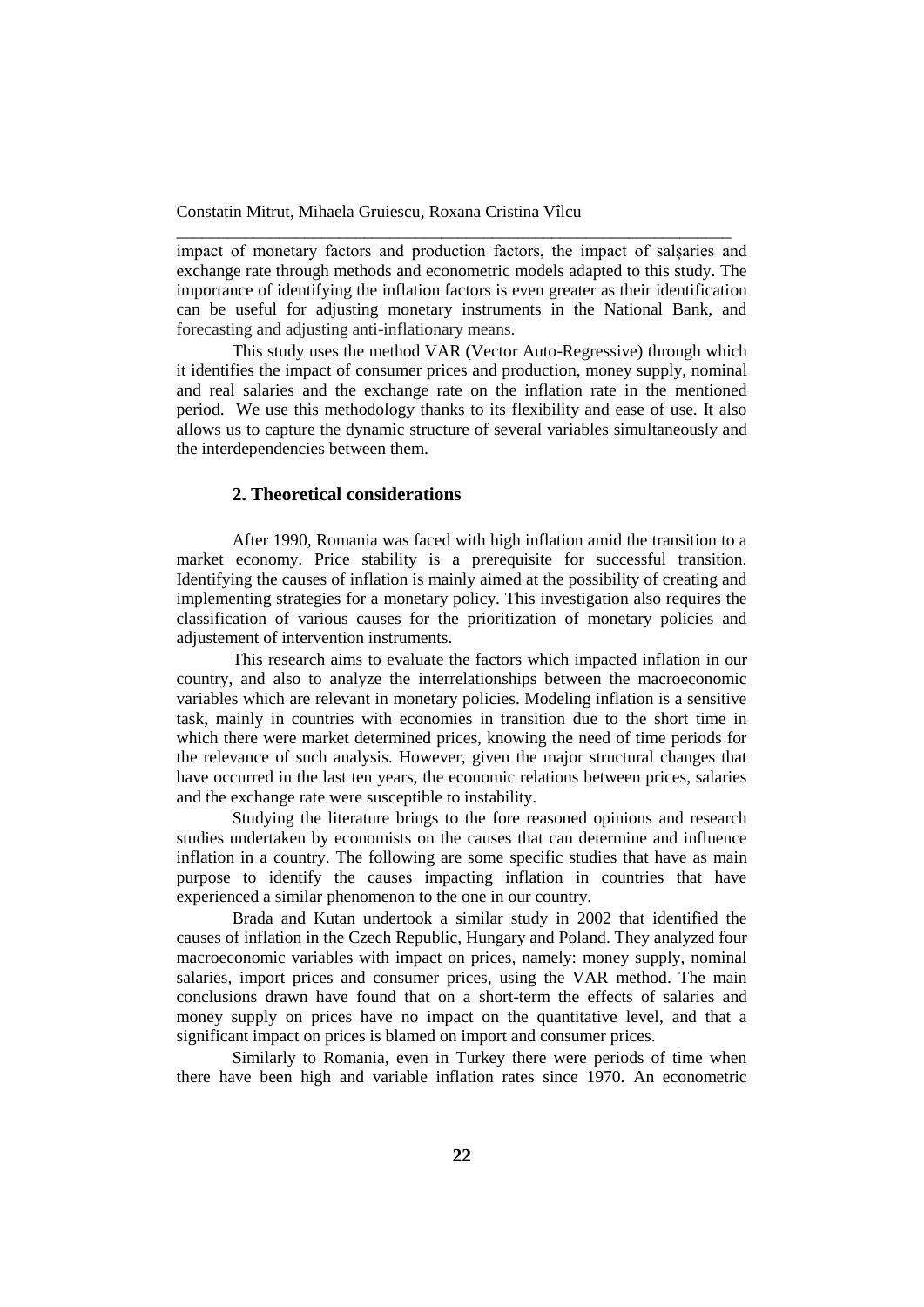impact of monetary factors and production factors, the impact of salșaries and exchange rate through methods and econometric models adapted to this study. The importance of identifying the inflation factors is even greater as their identification can be useful for adjusting monetary instruments in the National Bank, and forecasting and adjusting anti-inflationary means.

This study uses the method VAR (Vector Auto-Regressive) through which it identifies the impact of consumer prices and production, money supply, nominal and real salaries and the exchange rate on the inflation rate in the mentioned period. We use this methodology thanks to its flexibility and ease of use. It also allows us to capture the dynamic structure of several variables simultaneously and the interdependencies between them.

## 2. Theoretical considerations

After 1990, Romania was faced with high inflation amid the transition to a market economy. Price stability is a prerequisite for successful transition. Identifying the causes of inflation is mainly aimed at the possibility of creating and implementing strategies for a monetary policy. This investigation also requires the classification of various causes for the prioritization of monetary policies and adjustement of intervention instruments.

This research aims to evaluate the factors which impacted inflation in our country, and also to analyze the interrelationships between the macroeconomic variables which are relevant in monetary policies. Modeling inflation is a sensitive task, mainly in countries with economies in transition due to the short time in which there were market determined prices, knowing the need of time periods for the relevance of such analysis. However, given the major structural changes that have occurred in the last ten years, the economic relations between prices, salaries and the exchange rate were susceptible to instability.

Studying the literature brings to the fore reasoned opinions and research studies undertaken by economists on the causes that can determine and influence inflation in a country. The following are some specific studies that have as main purpose to identify the causes impacting inflation in countries that have experienced a similar phenomenon to the one in our country.

Brada and Kutan undertook a similar study in 2002 that identified the causes of inflation in the Czech Republic, Hungary and Poland. They analyzed four macroeconomic variables with impact on prices, namely: money supply, nominal salaries, import prices and consumer prices, using the VAR method. The main conclusions drawn have found that on a short-term the effects of salaries and money supply on prices have no impact on the quantitative level, and that a significant impact on prices is blamed on import and consumer prices.

Similarly to Romania, even in Turkey there were periods of time when there have been high and variable inflation rates since 1970. An econometric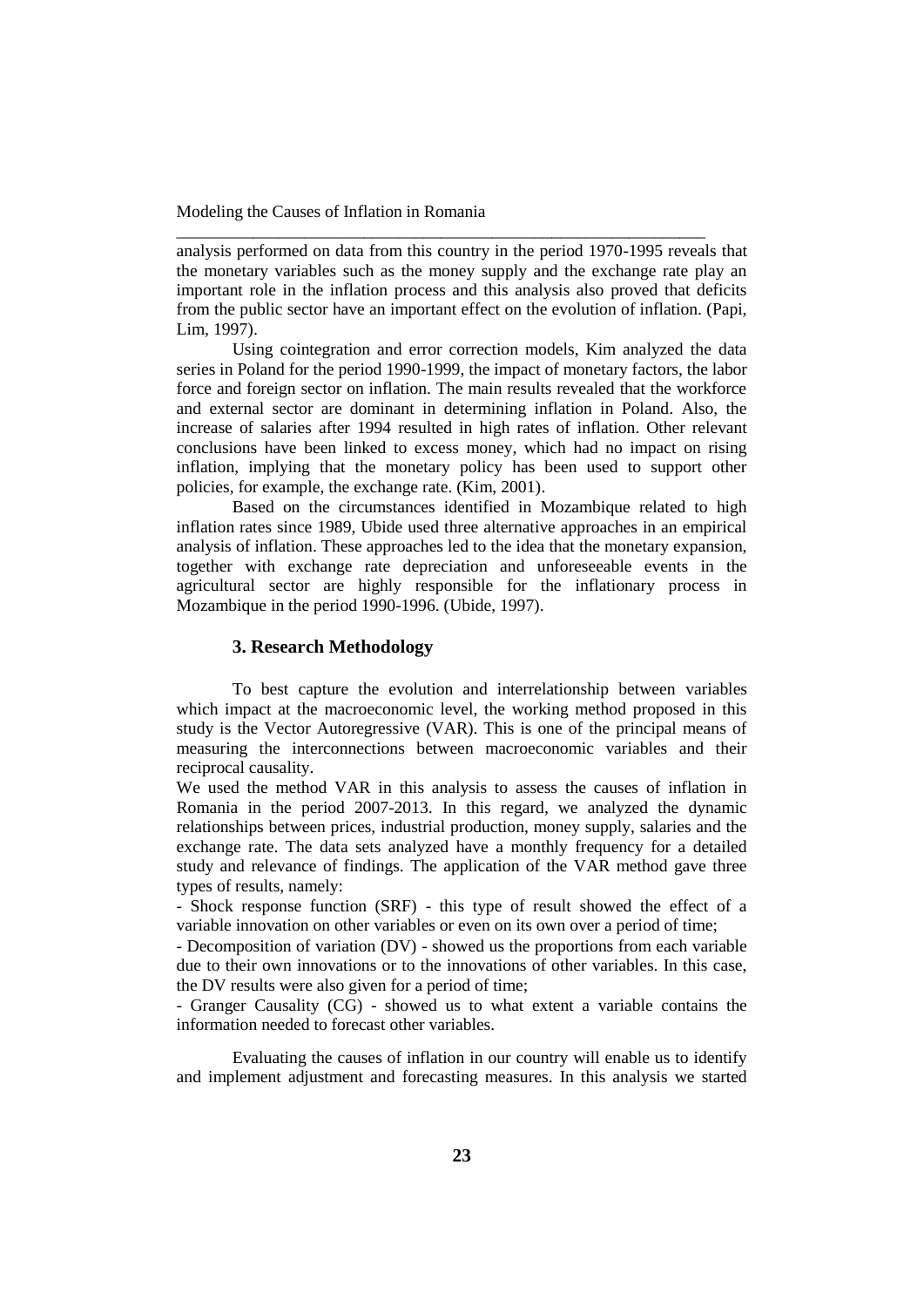analysis performed on data from this country in the period 1970-1995 reveals that the monetary variables such as the money supply and the exchange rate play an important role in the inflation process and this analysis also proved that deficits from the public sector have an important effect on the evolution of inflation. (Papi, Lim, 1997).

Using cointegration and error correction models, Kim analyzed the data series in Poland for the period 1990-1999, the impact of monetary factors, the labor force and foreign sector on inflation. The main results revealed that the workforce and external sector are dominant in determining inflation in Poland. Also, the increase of salaries after 1994 resulted in high rates of inflation. Other relevant conclusions have been linked to excess money, which had no impact on rising inflation, implying that the monetary policy has been used to support other policies, for example, the exchange rate. (Kim, 2001).

Based on the circumstances identified in Mozambique related to high inflation rates since 1989, Ubide used three alternative approaches in an empirical analysis of inflation. These approaches led to the idea that the monetary expansion, together with exchange rate depreciation and unforeseeable events in the agricultural sector are highly responsible for the inflationary process in Mozambique in the period 1990-1996. (Ubide, 1997).

## 3. Research Methodology

To best capture the evolution and interrelationship between variables which impact at the macroeconomic level, the working method proposed in this study is the Vector Autoregressive (VAR). This is one of the principal means of measuring the interconnections between macroeconomic variables and their reciprocal causality.

We used the method VAR in this analysis to assess the causes of inflation in Romania in the period 2007-2013. In this regard, we analyzed the dynamic relationships between prices, industrial production, money supply, salaries and the exchange rate. The data sets analyzed have a monthly frequency for a detailed study and relevance of findings. The application of the VAR method gave three types of results, namely:

- Shock response function (SRF) - this type of result showed the effect of a variable innovation on other variables or even on its own over a period of time;
- Decomposition of variation (DV) - showed us the proportions from each variable due to their own innovations or to the innovations of other variables. In this case, the DV results were also given for a period of time;
- Granger Causality (CG) - showed us to what extent a variable contains the information needed to forecast other variables.

Evaluating the causes of inflation in our country will enable us to identify and implement adjustment and forecasting measures. In this analysis we started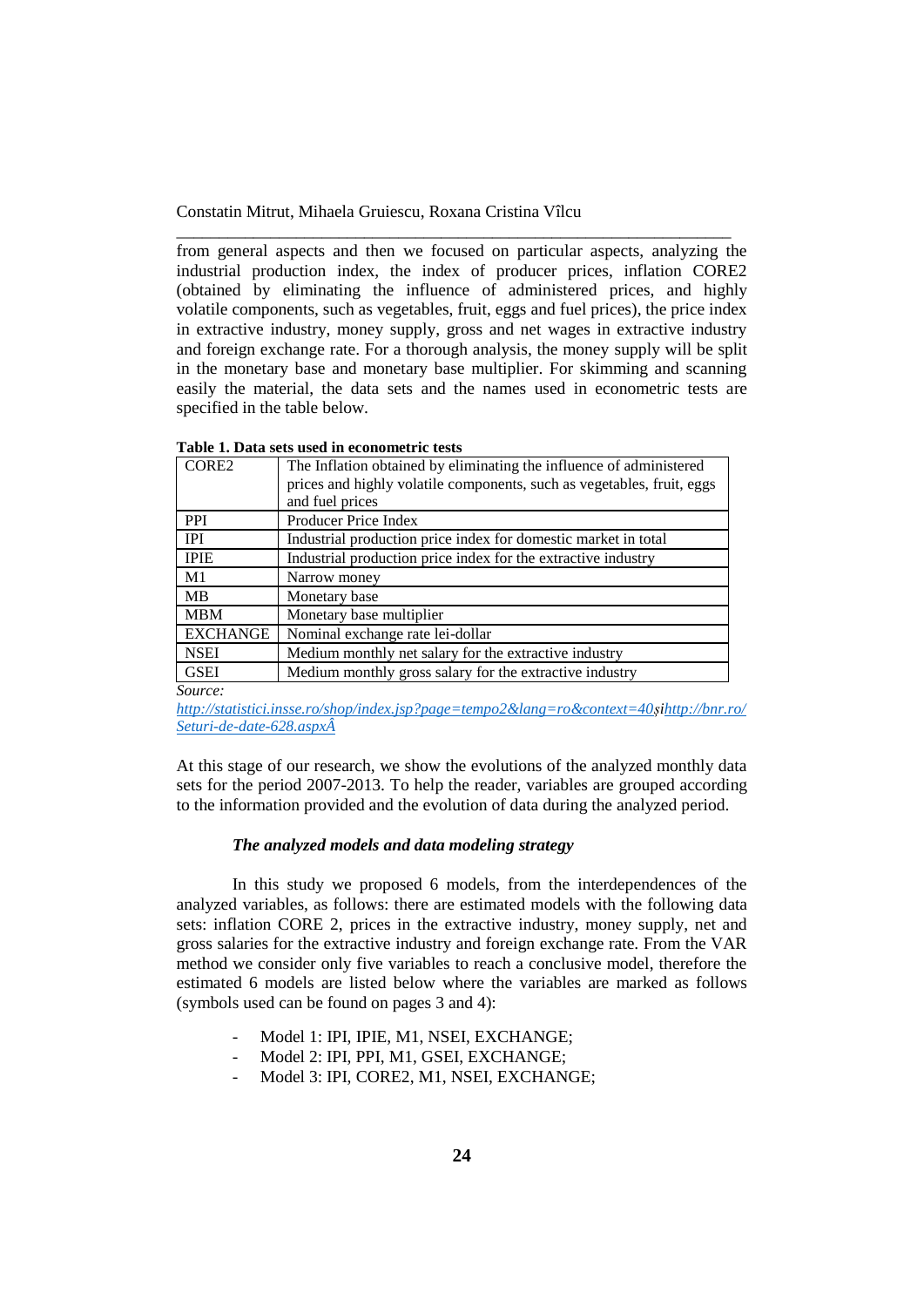from general aspects and then we focused on particular aspects, analyzing the industrial production index, the index of producer prices, inflation CORE2 (obtained by eliminating the influence of administered prices, and highly volatile components, such as vegetables, fruit, eggs and fuel prices), the price index in extractive industry, money supply, gross and net wages in extractive industry and foreign exchange rate. For a thorough analysis, the money supply will be split in the monetary base and monetary base multiplier. For skimming and scanning easily the material, the data sets and the names used in econometric tests are specified in the table below.

**Table 1. Data sets used in econometric tests**

| | |
|---|---|
| CORE2 | The Inflation obtained by eliminating the influence of administered prices and highly volatile components, such as vegetables, fruit, eggs and fuel prices |
| PPI | Producer Price Index |
| IPI | Industrial production price index for domestic market in total |
| IPIE | Industrial production price index for the extractive industry |
| M1 | Narrow money |
| MB | Monetary base |
| MBM | Monetary base multiplier |
| EXCHANGE | Nominal exchange rate lei-dollar |
| NSEI | Medium monthly net salary for the extractive industry |
| GSEI | Medium monthly gross salary for the extractive industry |

*Source:* http://statistici.insse.ro/shop/index.jsp?page=tempo2&lang=ro&context=40și http://bnr.ro/Seturi-de-date-628.aspxÂ

At this stage of our research, we show the evolutions of the analyzed monthly data sets for the period 2007-2013. To help the reader, variables are grouped according to the information provided and the evolution of data during the analyzed period.

***The analyzed models and data modeling strategy***

In this study we proposed 6 models, from the interdependences of the analyzed variables, as follows: there are estimated models with the following data sets: inflation CORE 2, prices in the extractive industry, money supply, net and gross salaries for the extractive industry and foreign exchange rate. From the VAR method we consider only five variables to reach a conclusive model, therefore the estimated 6 models are listed below where the variables are marked as follows (symbols used can be found on pages 3 and 4):

- Model 1: IPI, IPIE, M1, NSEI, EXCHANGE;
- Model 2: IPI, PPI, M1, GSEI, EXCHANGE;
- Model 3: IPI, CORE2, M1, NSEI, EXCHANGE;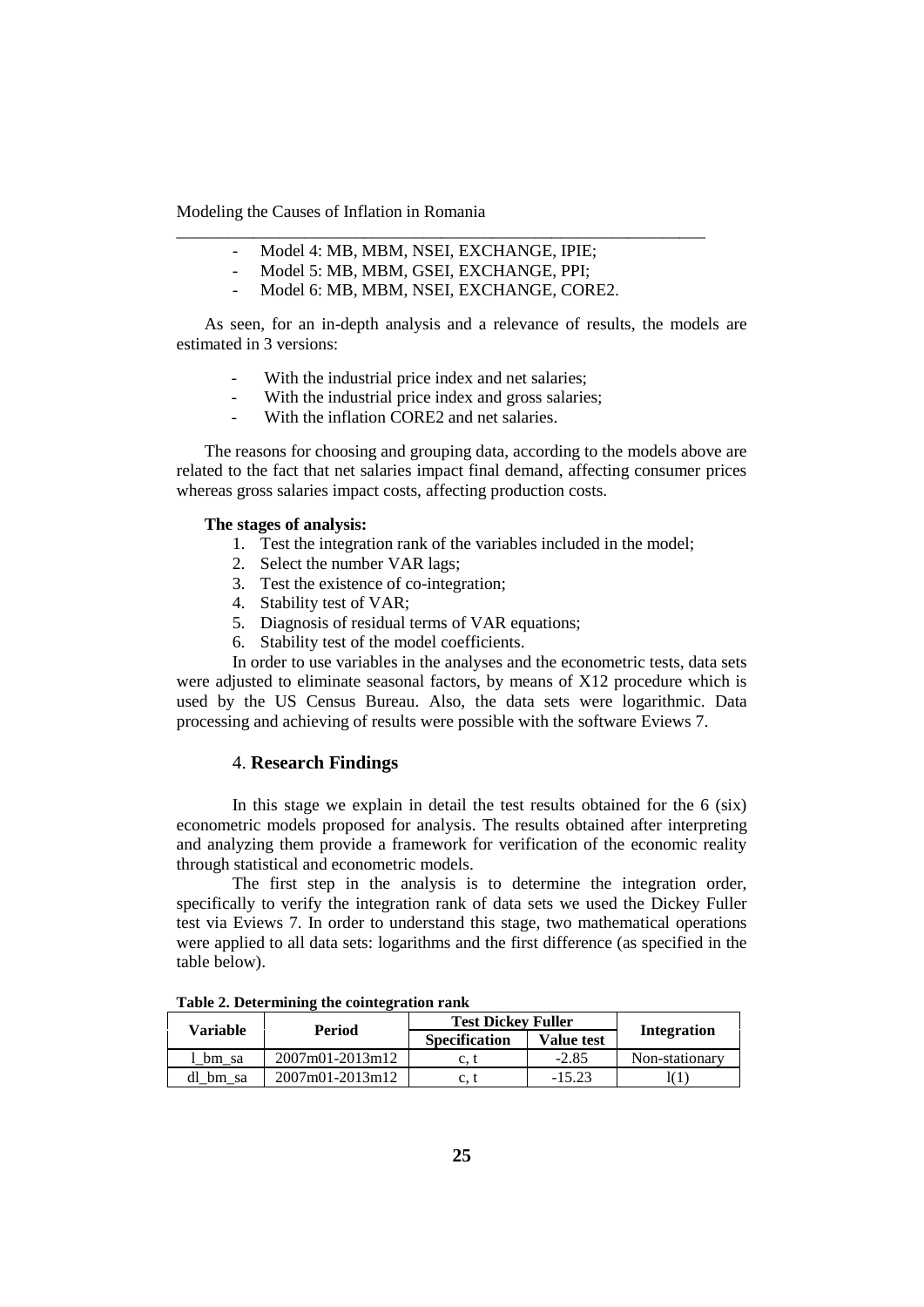- Model 4: MB, MBM, NSEI, EXCHANGE, IPIE;
- Model 5: MB, MBM, GSEI, EXCHANGE, PPI;
- Model 6: MB, MBM, NSEI, EXCHANGE, CORE2.

As seen, for an in-depth analysis and a relevance of results, the models are estimated in 3 versions:

- With the industrial price index and net salaries;
- With the industrial price index and gross salaries;
- With the inflation CORE2 and net salaries.

The reasons for choosing and grouping data, according to the models above are related to the fact that net salaries impact final demand, affecting consumer prices whereas gross salaries impact costs, affecting production costs.

**The stages of analysis:**

1. Test the integration rank of the variables included in the model;
2. Select the number VAR lags;
3. Test the existence of co-integration;
4. Stability test of VAR;
5. Diagnosis of residual terms of VAR equations;
6. Stability test of the model coefficients.

In order to use variables in the analyses and the econometric tests, data sets were adjusted to eliminate seasonal factors, by means of X12 procedure which is used by the US Census Bureau. Also, the data sets were logarithmic. Data processing and achieving of results were possible with the software Eviews 7.

## 4. **Research Findings**

In this stage we explain in detail the test results obtained for the 6 (six) econometric models proposed for analysis. The results obtained after interpreting and analyzing them provide a framework for verification of the economic reality through statistical and econometric models.

The first step in the analysis is to determine the integration order, specifically to verify the integration rank of data sets we used the Dickey Fuller test via Eviews 7. In order to understand this stage, two mathematical operations were applied to all data sets: logarithms and the first difference (as specified in the table below).

**Table 2. Determining the cointegration rank**

| Variable | Period | Test Dickey Fuller | | Integration |
|---|---|---|---|---|
| | | Specification | Value test | |
| l_bm_sa | 2007m01-2013m12 | c, t | -2.85 | Non-stationary |
| dl_bm_sa | 2007m01-2013m12 | c, t | -15.23 | I(1) |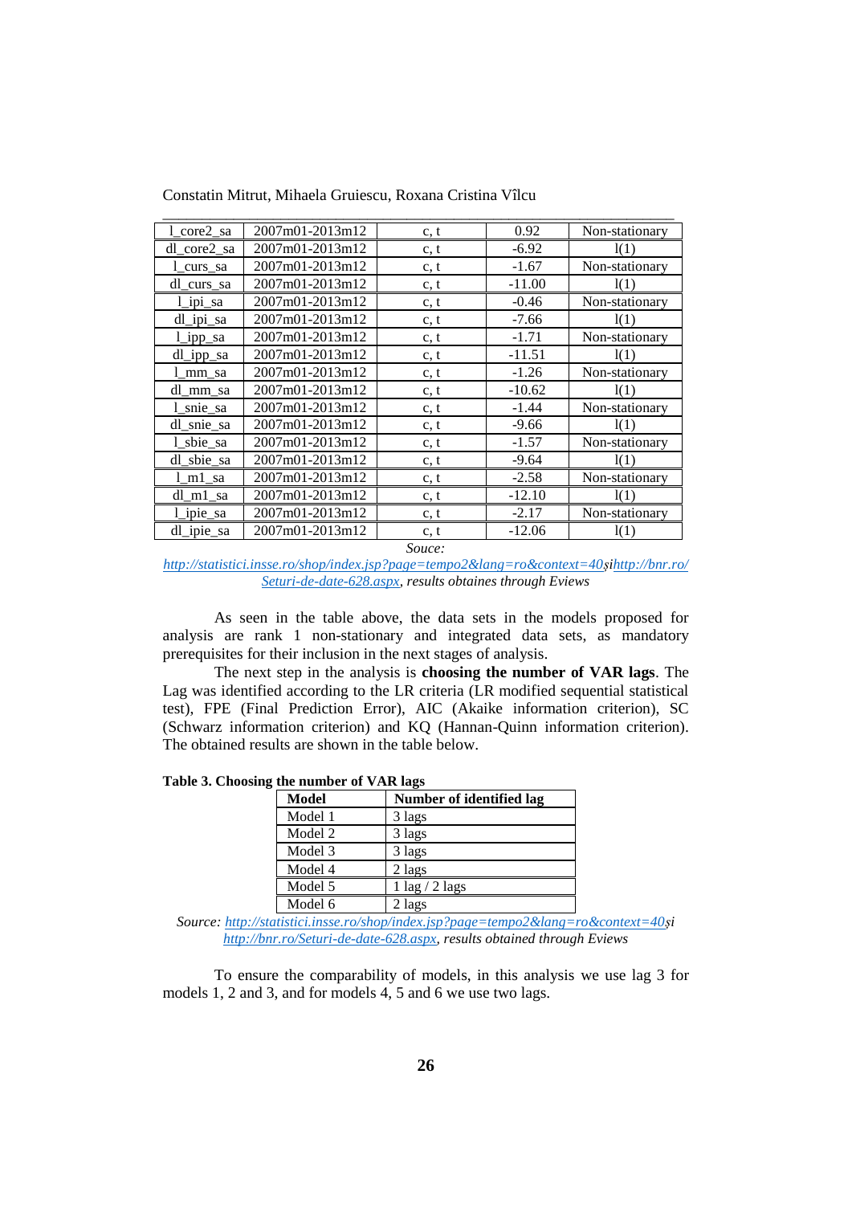| l_core2_sa | 2007m01-2013m12 | c, t | 0.92 | Non-stationary |
|---|---|---|---|---|
| dl_core2_sa | 2007m01-2013m12 | c, t | -6.92 | I(1) |
| l_curs_sa | 2007m01-2013m12 | c, t | -1.67 | Non-stationary |
| dl_curs_sa | 2007m01-2013m12 | c, t | -11.00 | I(1) |
| l_ipi_sa | 2007m01-2013m12 | c, t | -0.46 | Non-stationary |
| dl_ipi_sa | 2007m01-2013m12 | c, t | -7.66 | I(1) |
| l_ipp_sa | 2007m01-2013m12 | c, t | -1.71 | Non-stationary |
| dl_ipp_sa | 2007m01-2013m12 | c, t | -11.51 | I(1) |
| l_mm_sa | 2007m01-2013m12 | c, t | -1.26 | Non-stationary |
| dl_mm_sa | 2007m01-2013m12 | c, t | -10.62 | I(1) |
| l_snie_sa | 2007m01-2013m12 | c, t | -1.44 | Non-stationary |
| dl_snie_sa | 2007m01-2013m12 | c, t | -9.66 | I(1) |
| l_sbie_sa | 2007m01-2013m12 | c, t | -1.57 | Non-stationary |
| dl_sbie_sa | 2007m01-2013m12 | c, t | -9.64 | I(1) |
| l_m1_sa | 2007m01-2013m12 | c, t | -2.58 | Non-stationary |
| dl_m1_sa | 2007m01-2013m12 | c, t | -12.10 | I(1) |
| l_ipie_sa | 2007m01-2013m12 | c, t | -2.17 | Non-stationary |
| dl_ipie_sa | 2007m01-2013m12 | c, t | -12.06 | I(1) |

*Souce: http://statistici.insse.ro/shop/index.jsp?page=tempo2&lang=ro&context=40și http://bnr.ro/Seturi-de-date-628.aspx, results obtaines through Eviews*

As seen in the table above, the data sets in the models proposed for analysis are rank 1 non-stationary and integrated data sets, as mandatory prerequisites for their inclusion in the next stages of analysis.

The next step in the analysis is **choosing the number of VAR lags**. The Lag was identified according to the LR criteria (LR modified sequential statistical test), FPE (Final Prediction Error), AIC (Akaike information criterion), SC (Schwarz information criterion) and KQ (Hannan-Quinn information criterion). The obtained results are shown in the table below.

**Table 3. Choosing the number of VAR lags**

| Model | Number of identified lag |
|---|---|
| Model 1 | 3 lags |
| Model 2 | 3 lags |
| Model 3 | 3 lags |
| Model 4 | 2 lags |
| Model 5 | 1 lag / 2 lags |
| Model 6 | 2 lags |

*Source: http://statistici.insse.ro/shop/index.jsp?page=tempo2&lang=ro&context=40și http://bnr.ro/Seturi-de-date-628.aspx, results obtained through Eviews*

To ensure the comparability of models, in this analysis we use lag 3 for models 1, 2 and 3, and for models 4, 5 and 6 we use two lags.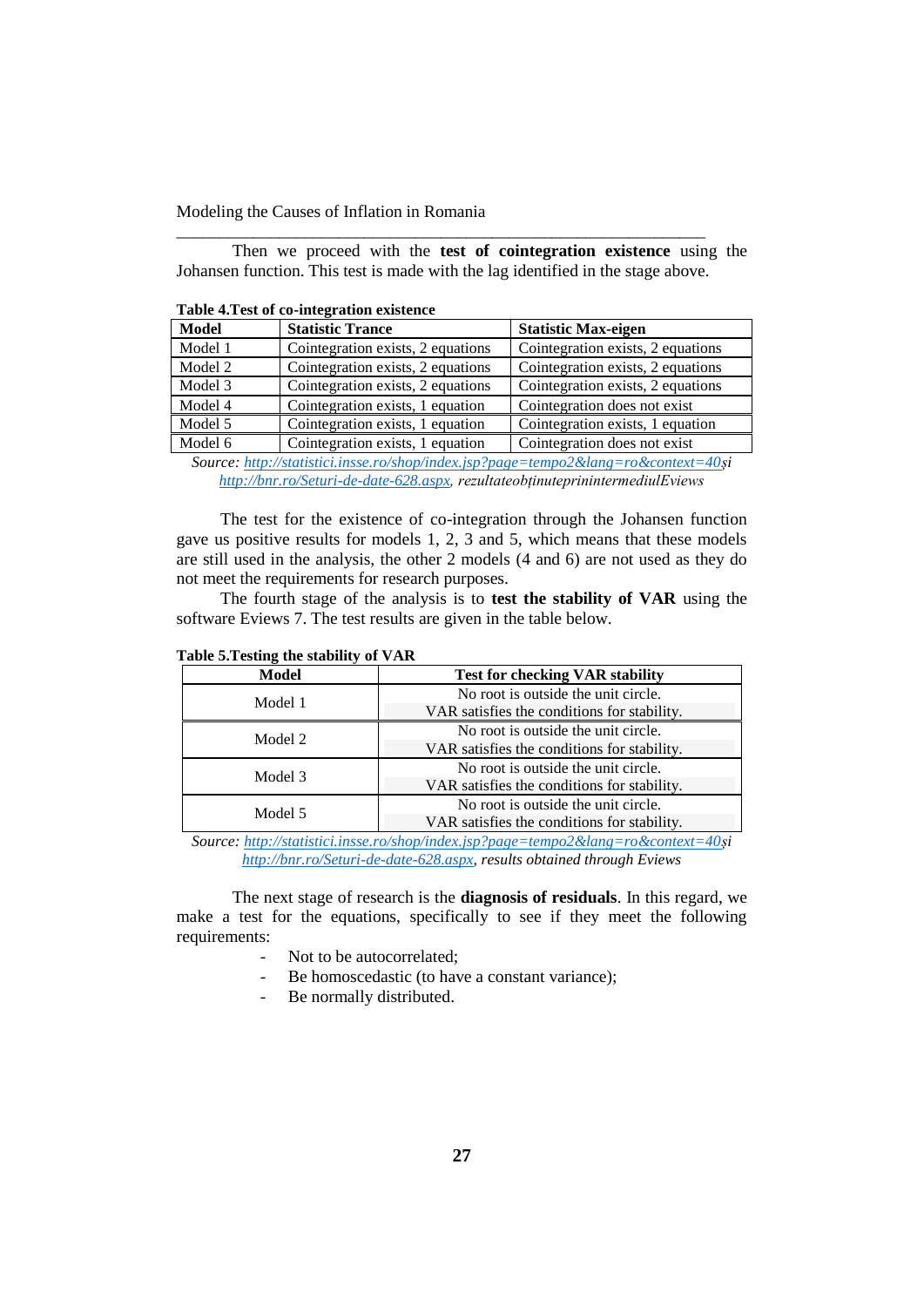Then we proceed with the **test of cointegration existence** using the Johansen function. This test is made with the lag identified in the stage above.

**Table 4.Test of co-integration existence**

| Model | Statistic Trance | Statistic Max-eigen |
|---|---|---|
| Model 1 | Cointegration exists, 2 equations | Cointegration exists, 2 equations |
| Model 2 | Cointegration exists, 2 equations | Cointegration exists, 2 equations |
| Model 3 | Cointegration exists, 2 equations | Cointegration exists, 2 equations |
| Model 4 | Cointegration exists, 1 equation | Cointegration does not exist |
| Model 5 | Cointegration exists, 1 equation | Cointegration exists, 1 equation |
| Model 6 | Cointegration exists, 1 equation | Cointegration does not exist |

*Source: http://statistici.insse.ro/shop/index.jsp?page=tempo2&lang=ro&context=40și http://bnr.ro/Seturi-de-date-628.aspx, rezultateobținuteprinintermediulEviews*

The test for the existence of co-integration through the Johansen function gave us positive results for models 1, 2, 3 and 5, which means that these models are still used in the analysis, the other 2 models (4 and 6) are not used as they do not meet the requirements for research purposes.

The fourth stage of the analysis is to **test the stability of VAR** using the software Eviews 7. The test results are given in the table below.

**Table 5.Testing the stability of VAR**

| Model | Test for checking VAR stability |
|---|---|
| Model 1 | No root is outside the unit circle. VAR satisfies the conditions for stability. |
| Model 2 | No root is outside the unit circle. VAR satisfies the conditions for stability. |
| Model 3 | No root is outside the unit circle. VAR satisfies the conditions for stability. |
| Model 5 | No root is outside the unit circle. VAR satisfies the conditions for stability. |

*Source: http://statistici.insse.ro/shop/index.jsp?page=tempo2&lang=ro&context=40și http://bnr.ro/Seturi-de-date-628.aspx, results obtained through Eviews*

The next stage of research is the **diagnosis of residuals**. In this regard, we make a test for the equations, specifically to see if they meet the following requirements:

- Not to be autocorrelated;
- Be homoscedastic (to have a constant variance);
- Be normally distributed.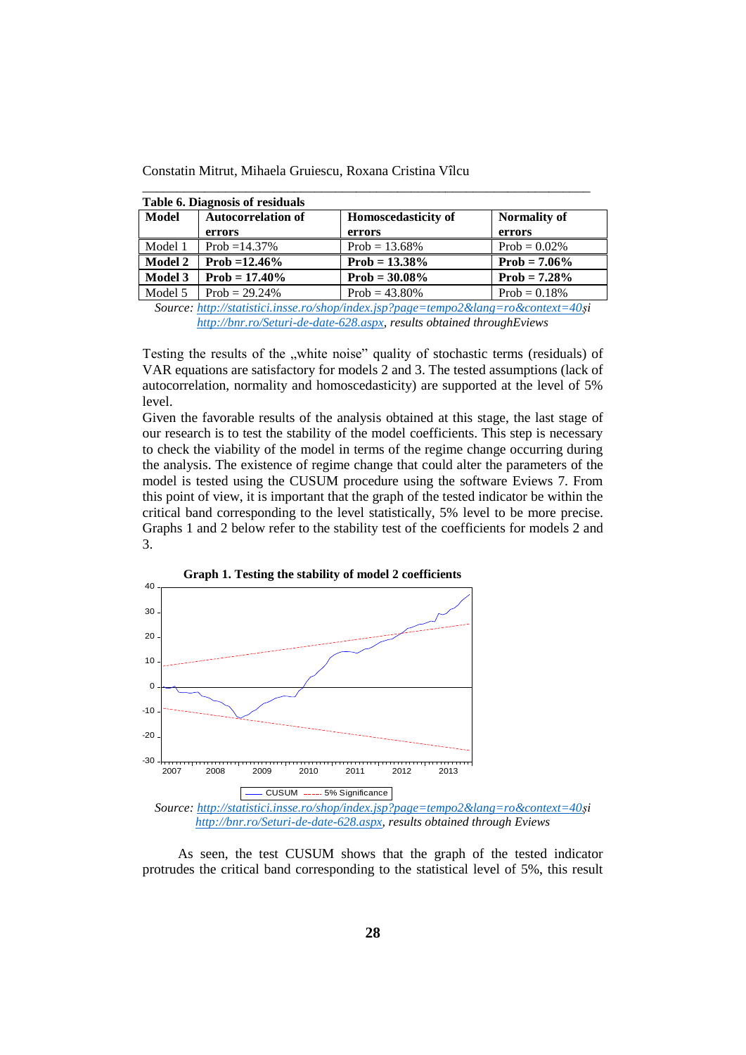**Table 6. Diagnosis of residuals**

| Model | Autocorrelation of errors | Homoscedasticity of errors | Normality of errors |
|---|---|---|---|
| Model 1 | Prob =14.37% | Prob = 13.68% | Prob = 0.02% |
| **Model 2** | **Prob =12.46%** | **Prob = 13.38%** | **Prob = 7.06%** |
| **Model 3** | **Prob = 17.40%** | **Prob = 30.08%** | **Prob = 7.28%** |
| Model 5 | Prob = 29.24% | Prob = 43.80% | Prob = 0.18% |

*Source: [http://statistici.insse.ro/shop/index.jsp?page=tempo2&lang=ro&context=40](http://statistici.insse.ro/shop/index.jsp?page=tempo2&lang=ro&context=40)și [http://bnr.ro/Seturi-de-date-628.aspx](http://bnr.ro/Seturi-de-date-628.aspx), results obtained throughEviews*

Testing the results of the „white noise" quality of stochastic terms (residuals) of VAR equations are satisfactory for models 2 and 3. The tested assumptions (lack of autocorrelation, normality and homoscedasticity) are supported at the level of 5% level.

Given the favorable results of the analysis obtained at this stage, the last stage of our research is to test the stability of the model coefficients. This step is necessary to check the viability of the model in terms of the regime change occurring during the analysis. The existence of regime change that could alter the parameters of the model is tested using the CUSUM procedure using the software Eviews 7. From this point of view, it is important that the graph of the tested indicator be within the critical band corresponding to the level statistically, 5% level to be more precise. Graphs 1 and 2 below refer to the stability test of the coefficients for models 2 and 3.

**Graph 1. Testing the stability of model 2 coefficients**

*Source: [http://statistici.insse.ro/shop/index.jsp?page=tempo2&lang=ro&context=40](http://statistici.insse.ro/shop/index.jsp?page=tempo2&lang=ro&context=40)și [http://bnr.ro/Seturi-de-date-628.aspx](http://bnr.ro/Seturi-de-date-628.aspx), results obtained through Eviews*

As seen, the test CUSUM shows that the graph of the tested indicator protrudes the critical band corresponding to the statistical level of 5%, this result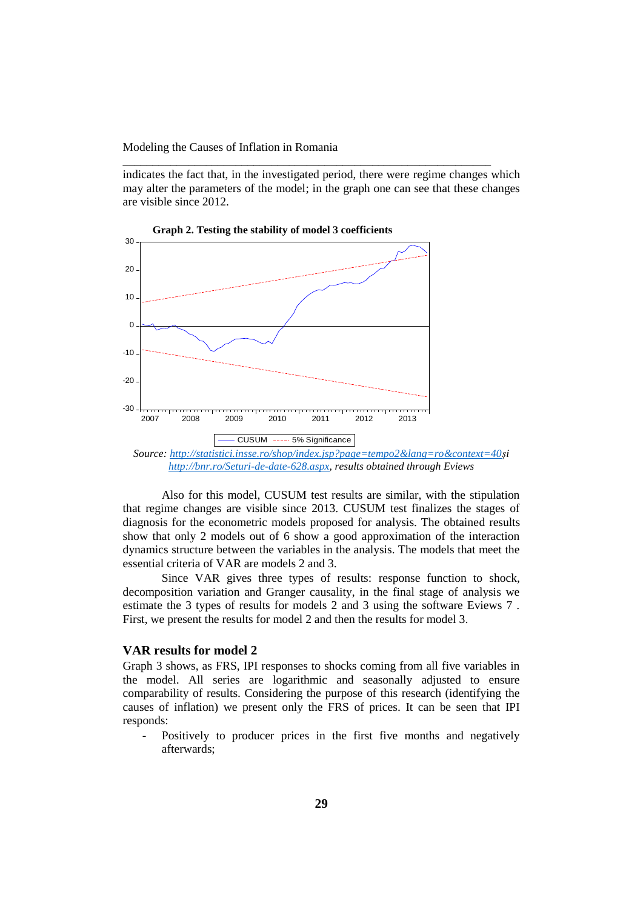indicates the fact that, in the investigated period, there were regime changes which may alter the parameters of the model; in the graph one can see that these changes are visible since 2012.

**Graph 2. Testing the stability of model 3 coefficients**

*Source: http://statistici.insse.ro/shop/index.jsp?page=tempo2&lang=ro&context=40și http://bnr.ro/Seturi-de-date-628.aspx, results obtained through Eviews*

Also for this model, CUSUM test results are similar, with the stipulation that regime changes are visible since 2013. CUSUM test finalizes the stages of diagnosis for the econometric models proposed for analysis. The obtained results show that only 2 models out of 6 show a good approximation of the interaction dynamics structure between the variables in the analysis. The models that meet the essential criteria of VAR are models 2 and 3.

Since VAR gives three types of results: response function to shock, decomposition variation and Granger causality, in the final stage of analysis we estimate the 3 types of results for models 2 and 3 using the software Eviews 7 . First, we present the results for model 2 and then the results for model 3.

## VAR results for model 2

Graph 3 shows, as FRS, IPI responses to shocks coming from all five variables in the model. All series are logarithmic and seasonally adjusted to ensure comparability of results. Considering the purpose of this research (identifying the causes of inflation) we present only the FRS of prices. It can be seen that IPI responds:

- Positively to producer prices in the first five months and negatively afterwards;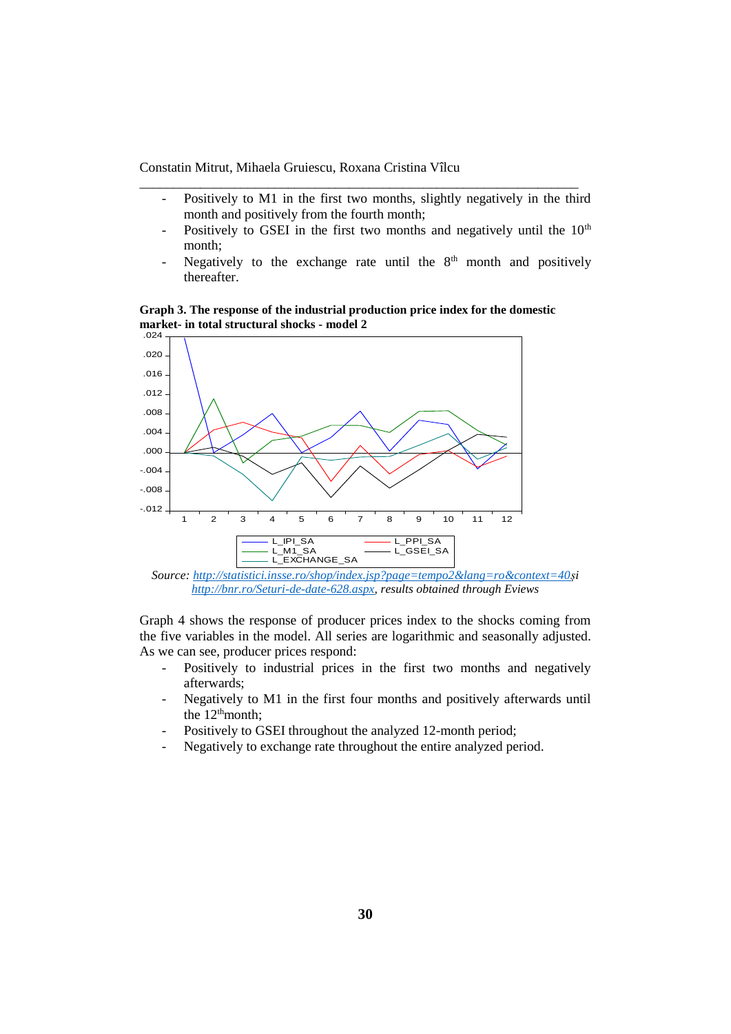- Positively to M1 in the first two months, slightly negatively in the third month and positively from the fourth month;
- Positively to GSEI in the first two months and negatively until the 10th month;
- Negatively to the exchange rate until the 8th month and positively thereafter.

**Graph 3. The response of the industrial production price index for the domestic market- in total structural shocks - model 2**

*Source: http://statistici.insse.ro/shop/index.jsp?page=tempo2&lang=ro&context=40 și http://bnr.ro/Seturi-de-date-628.aspx, results obtained through Eviews*

Graph 4 shows the response of producer prices index to the shocks coming from the five variables in the model. All series are logarithmic and seasonally adjusted. As we can see, producer prices respond:

- Positively to industrial prices in the first two months and negatively afterwards;
- Negatively to M1 in the first four months and positively afterwards until the 12th month;
- Positively to GSEI throughout the analyzed 12-month period;
- Negatively to exchange rate throughout the entire analyzed period.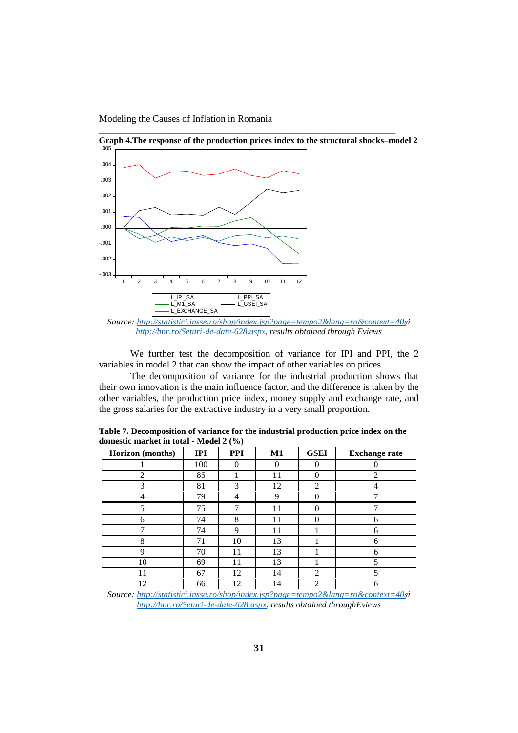**Graph 4.The response of the production prices index to the structural shocks–model 2**

*Source: http://statistici.insse.ro/shop/index.jsp?page=tempo2&lang=ro&context=40și http://bnr.ro/Seturi-de-date-628.aspx, results obtained through Eviews*

We further test the decomposition of variance for IPI and PPI, the 2 variables in model 2 that can show the impact of other variables on prices.

The decomposition of variance for the industrial production shows that their own innovation is the main influence factor, and the difference is taken by the other variables, the production price index, money supply and exchange rate, and the gross salaries for the extractive industry in a very small proportion.

**Table 7. Decomposition of variance for the industrial production price index on the domestic market in total - Model 2 (%)**

| Horizon (months) | IPI | PPI | M1 | GSEI | Exchange rate |
|---|---|---|---|---|---|
| 1 | 100 | 0 | 0 | 0 | 0 |
| 2 | 85 | 1 | 11 | 0 | 2 |
| 3 | 81 | 3 | 12 | 2 | 4 |
| 4 | 79 | 4 | 9 | 0 | 7 |
| 5 | 75 | 7 | 11 | 0 | 7 |
| 6 | 74 | 8 | 11 | 0 | 6 |
| 7 | 74 | 9 | 11 | 1 | 6 |
| 8 | 71 | 10 | 13 | 1 | 6 |
| 9 | 70 | 11 | 13 | 1 | 6 |
| 10 | 69 | 11 | 13 | 1 | 5 |
| 11 | 67 | 12 | 14 | 2 | 5 |
| 12 | 66 | 12 | 14 | 2 | 6 |

*Source: http://statistici.insse.ro/shop/index.jsp?page=tempo2&lang=ro&context=40și http://bnr.ro/Seturi-de-date-628.aspx, results obtained throughEviews*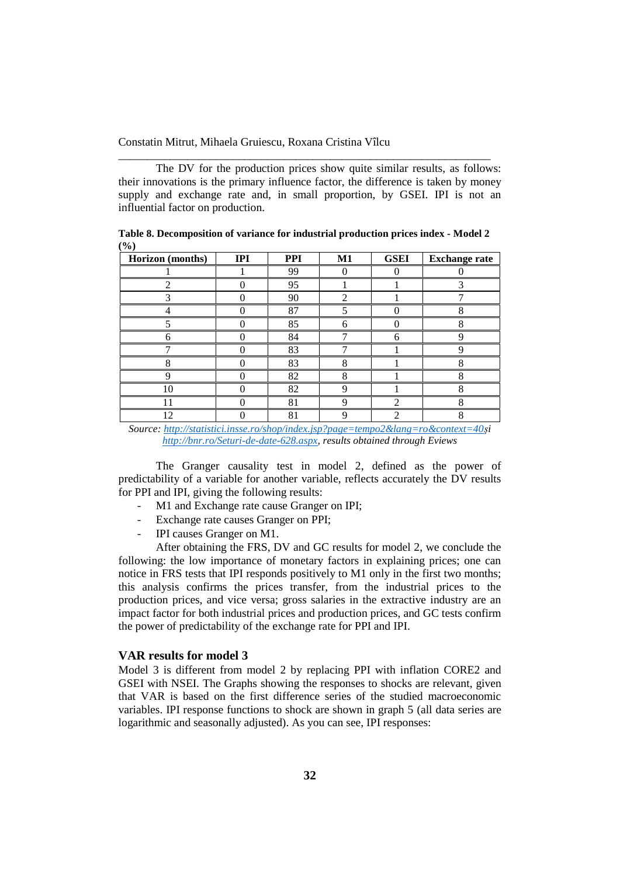The DV for the production prices show quite similar results, as follows: their innovations is the primary influence factor, the difference is taken by money supply and exchange rate and, in small proportion, by GSEI. IPI is not an influential factor on production.

**Table 8. Decomposition of variance for industrial production prices index - Model 2 (%)**

| Horizon (months) | IPI | PPI | M1 | GSEI | Exchange rate |
|---|---|---|---|---|---|
| 1 | 1 | 99 | 0 | 0 | 0 |
| 2 | 0 | 95 | 1 | 1 | 3 |
| 3 | 0 | 90 | 2 | 1 | 7 |
| 4 | 0 | 87 | 5 | 0 | 8 |
| 5 | 0 | 85 | 6 | 0 | 8 |
| 6 | 0 | 84 | 7 | 6 | 9 |
| 7 | 0 | 83 | 7 | 1 | 9 |
| 8 | 0 | 83 | 8 | 1 | 8 |
| 9 | 0 | 82 | 8 | 1 | 8 |
| 10 | 0 | 82 | 9 | 1 | 8 |
| 11 | 0 | 81 | 9 | 2 | 8 |
| 12 | 0 | 81 | 9 | 2 | 8 |

*Source: http://statistici.insse.ro/shop/index.jsp?page=tempo2&lang=ro&context=40și http://bnr.ro/Seturi-de-date-628.aspx, results obtained through Eviews*

The Granger causality test in model 2, defined as the power of predictability of a variable for another variable, reflects accurately the DV results for PPI and IPI, giving the following results:

- M1 and Exchange rate cause Granger on IPI;
- Exchange rate causes Granger on PPI;
- IPI causes Granger on M1.

After obtaining the FRS, DV and GC results for model 2, we conclude the following: the low importance of monetary factors in explaining prices; one can notice in FRS tests that IPI responds positively to M1 only in the first two months; this analysis confirms the prices transfer, from the industrial prices to the production prices, and vice versa; gross salaries in the extractive industry are an impact factor for both industrial prices and production prices, and GC tests confirm the power of predictability of the exchange rate for PPI and IPI.

### VAR results for model 3

Model 3 is different from model 2 by replacing PPI with inflation CORE2 and GSEI with NSEI. The Graphs showing the responses to shocks are relevant, given that VAR is based on the first difference series of the studied macroeconomic variables. IPI response functions to shock are shown in graph 5 (all data series are logarithmic and seasonally adjusted). As you can see, IPI responses: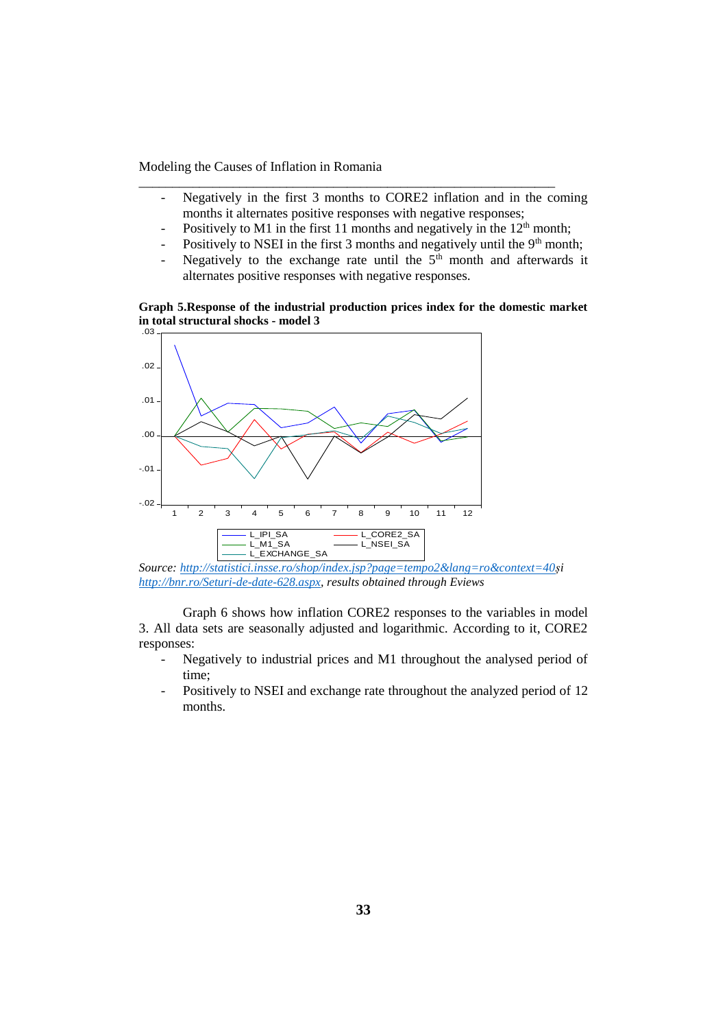- Negatively in the first 3 months to CORE2 inflation and in the coming months it alternates positive responses with negative responses;
- Positively to M1 in the first 11 months and negatively in the 12th month;
- Positively to NSEI in the first 3 months and negatively until the 9th month;
- Negatively to the exchange rate until the 5th month and afterwards it alternates positive responses with negative responses.

**Graph 5.Response of the industrial production prices index for the domestic market in total structural shocks - model 3**

*Source: http://statistici.insse.ro/shop/index.jsp?page=tempo2&lang=ro&context=40și http://bnr.ro/Seturi-de-date-628.aspx, results obtained through Eviews*

Graph 6 shows how inflation CORE2 responses to the variables in model 3. All data sets are seasonally adjusted and logarithmic. According to it, CORE2 responses:

- Negatively to industrial prices and M1 throughout the analysed period of time;
- Positively to NSEI and exchange rate throughout the analyzed period of 12 months.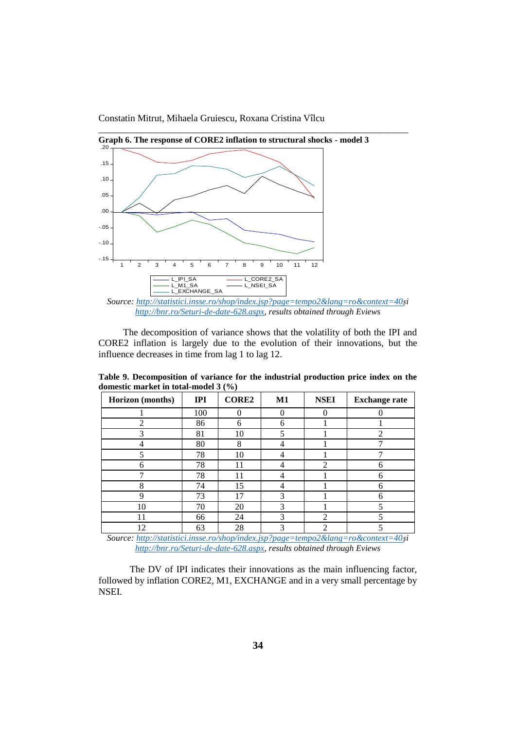**Graph 6. The response of CORE2 inflation to structural shocks - model 3**

*Source: http://statistici.insse.ro/shop/index.jsp?page=tempo2&lang=ro&context=40și http://bnr.ro/Seturi-de-date-628.aspx, results obtained through Eviews*

The decomposition of variance shows that the volatility of both the IPI and CORE2 inflation is largely due to the evolution of their innovations, but the influence decreases in time from lag 1 to lag 12.

**Table 9. Decomposition of variance for the industrial production price index on the domestic market in total-model 3 (%)**

| Horizon (months) | IPI | CORE2 | M1 | NSEI | Exchange rate |
|---|---|---|---|---|---|
| 1 | 100 | 0 | 0 | 0 | 0 |
| 2 | 86 | 6 | 6 | 1 | 1 |
| 3 | 81 | 10 | 5 | 1 | 2 |
| 4 | 80 | 8 | 4 | 1 | 7 |
| 5 | 78 | 10 | 4 | 1 | 7 |
| 6 | 78 | 11 | 4 | 2 | 6 |
| 7 | 78 | 11 | 4 | 1 | 6 |
| 8 | 74 | 15 | 4 | 1 | 6 |
| 9 | 73 | 17 | 3 | 1 | 6 |
| 10 | 70 | 20 | 3 | 1 | 5 |
| 11 | 66 | 24 | 3 | 2 | 5 |
| 12 | 63 | 28 | 3 | 2 | 5 |

*Source: http://statistici.insse.ro/shop/index.jsp?page=tempo2&lang=ro&context=40și http://bnr.ro/Seturi-de-date-628.aspx, results obtained through Eviews*

The DV of IPI indicates their innovations as the main influencing factor, followed by inflation CORE2, M1, EXCHANGE and in a very small percentage by NSEI.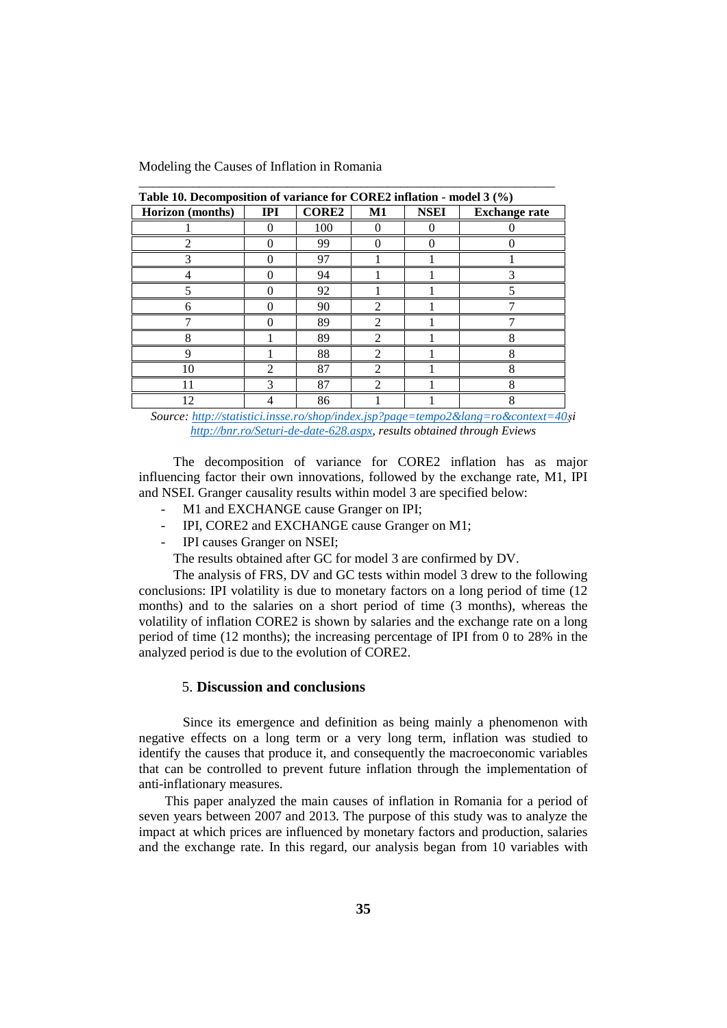**Table 10. Decomposition of variance for CORE2 inflation - model 3 (%)**

| Horizon (months) | IPI | CORE2 | M1 | NSEI | Exchange rate |
|---|---|---|---|---|---|
| 1 | 0 | 100 | 0 | 0 | 0 |
| 2 | 0 | 99 | 0 | 0 | 0 |
| 3 | 0 | 97 | 1 | 1 | 1 |
| 4 | 0 | 94 | 1 | 1 | 3 |
| 5 | 0 | 92 | 1 | 1 | 5 |
| 6 | 0 | 90 | 2 | 1 | 7 |
| 7 | 0 | 89 | 2 | 1 | 7 |
| 8 | 1 | 89 | 2 | 1 | 8 |
| 9 | 1 | 88 | 2 | 1 | 8 |
| 10 | 2 | 87 | 2 | 1 | 8 |
| 11 | 3 | 87 | 2 | 1 | 8 |
| 12 | 4 | 86 | 1 | 1 | 8 |

*Source: http://statistici.insse.ro/shop/index.jsp?page=tempo2&lang=ro&context=40și http://bnr.ro/Seturi-de-date-628.aspx, results obtained through Eviews*

The decomposition of variance for CORE2 inflation has as major influencing factor their own innovations, followed by the exchange rate, M1, IPI and NSEI. Granger causality results within model 3 are specified below:

- M1 and EXCHANGE cause Granger on IPI;
- IPI, CORE2 and EXCHANGE cause Granger on M1;
- IPI causes Granger on NSEI;

The results obtained after GC for model 3 are confirmed by DV.

The analysis of FRS, DV and GC tests within model 3 drew to the following conclusions: IPI volatility is due to monetary factors on a long period of time (12 months) and to the salaries on a short period of time (3 months), whereas the volatility of inflation CORE2 is shown by salaries and the exchange rate on a long period of time (12 months); the increasing percentage of IPI from 0 to 28% in the analyzed period is due to the evolution of CORE2.

## 5. Discussion and conclusions

Since its emergence and definition as being mainly a phenomenon with negative effects on a long term or a very long term, inflation was studied to identify the causes that produce it, and consequently the macroeconomic variables that can be controlled to prevent future inflation through the implementation of anti-inflationary measures.

This paper analyzed the main causes of inflation in Romania for a period of seven years between 2007 and 2013. The purpose of this study was to analyze the impact at which prices are influenced by monetary factors and production, salaries and the exchange rate. In this regard, our analysis began from 10 variables with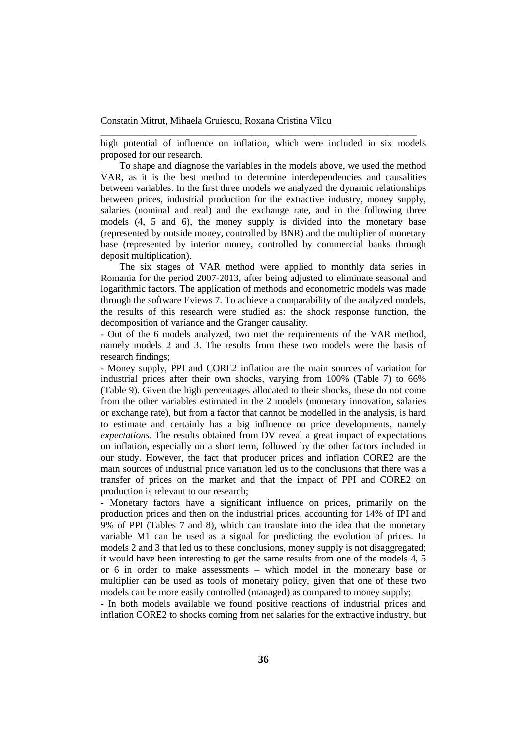high potential of influence on inflation, which were included in six models proposed for our research.

To shape and diagnose the variables in the models above, we used the method VAR, as it is the best method to determine interdependencies and causalities between variables. In the first three models we analyzed the dynamic relationships between prices, industrial production for the extractive industry, money supply, salaries (nominal and real) and the exchange rate, and in the following three models (4, 5 and 6), the money supply is divided into the monetary base (represented by outside money, controlled by BNR) and the multiplier of monetary base (represented by interior money, controlled by commercial banks through deposit multiplication).

The six stages of VAR method were applied to monthly data series in Romania for the period 2007-2013, after being adjusted to eliminate seasonal and logarithmic factors. The application of methods and econometric models was made through the software Eviews 7. To achieve a comparability of the analyzed models, the results of this research were studied as: the shock response function, the decomposition of variance and the Granger causality.

- Out of the 6 models analyzed, two met the requirements of the VAR method, namely models 2 and 3. The results from these two models were the basis of research findings;
- Money supply, PPI and CORE2 inflation are the main sources of variation for industrial prices after their own shocks, varying from 100% (Table 7) to 66% (Table 9). Given the high percentages allocated to their shocks, these do not come from the other variables estimated in the 2 models (monetary innovation, salaries or exchange rate), but from a factor that cannot be modelled in the analysis, is hard to estimate and certainly has a big influence on price developments, namely *expectations*. The results obtained from DV reveal a great impact of expectations on inflation, especially on a short term, followed by the other factors included in our study. However, the fact that producer prices and inflation CORE2 are the main sources of industrial price variation led us to the conclusions that there was a transfer of prices on the market and that the impact of PPI and CORE2 on production is relevant to our research;
- Monetary factors have a significant influence on prices, primarily on the production prices and then on the industrial prices, accounting for 14% of IPI and 9% of PPI (Tables 7 and 8), which can translate into the idea that the monetary variable M1 can be used as a signal for predicting the evolution of prices. In models 2 and 3 that led us to these conclusions, money supply is not disaggregated; it would have been interesting to get the same results from one of the models 4, 5 or 6 in order to make assessments – which model in the monetary base or multiplier can be used as tools of monetary policy, given that one of these two models can be more easily controlled (managed) as compared to money supply;
- In both models available we found positive reactions of industrial prices and inflation CORE2 to shocks coming from net salaries for the extractive industry, but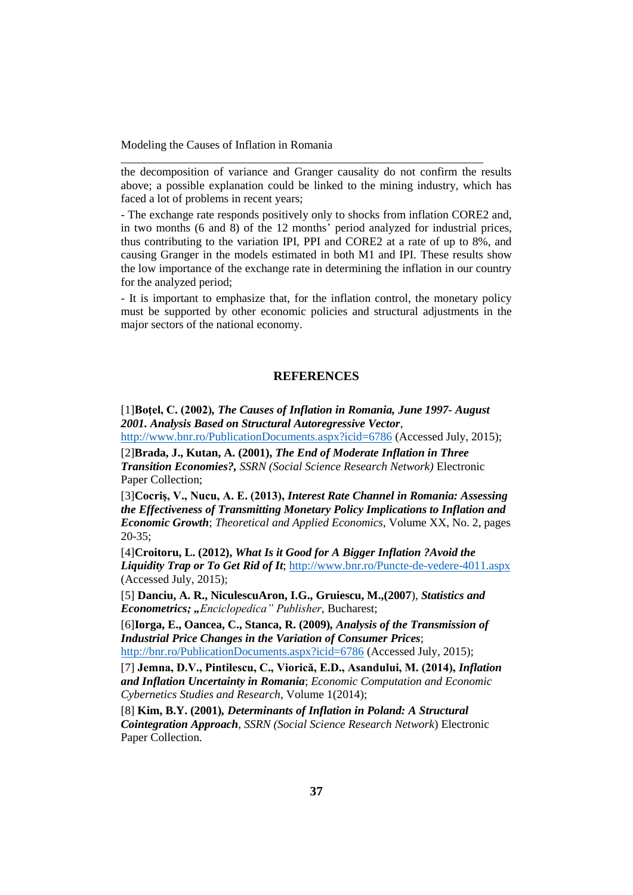the decomposition of variance and Granger causality do not confirm the results above; a possible explanation could be linked to the mining industry, which has faced a lot of problems in recent years;

- The exchange rate responds positively only to shocks from inflation CORE2 and, in two months (6 and 8) of the 12 months' period analyzed for industrial prices, thus contributing to the variation IPI, PPI and CORE2 at a rate of up to 8%, and causing Granger in the models estimated in both M1 and IPI. These results show the low importance of the exchange rate in determining the inflation in our country for the analyzed period;

- It is important to emphasize that, for the inflation control, the monetary policy must be supported by other economic policies and structural adjustments in the major sectors of the national economy.

## REFERENCES

[1]**Boţel, C. (2002),** ***The Causes of Inflation in Romania, June 1997- August 2001. Analysis Based on Structural Autoregressive Vector***, http://www.bnr.ro/PublicationDocuments.aspx?icid=6786 (Accessed July, 2015);

[2]**Brada, J., Kutan, A. (2001),** ***The End of Moderate Inflation in Three Transition Economies?,*** *SSRN (Social Science Research Network)* Electronic Paper Collection;

[3]**Cocriş, V., Nucu, A. E. (2013),** ***Interest Rate Channel in Romania: Assessing the Effectiveness of Transmitting Monetary Policy Implications to Inflation and Economic Growth***; *Theoretical and Applied Economics*, Volume XX, No. 2, pages 20-35;

[4]**Croitoru, L. (2012),** ***What Is it Good for A Bigger Inflation ?Avoid the Liquidity Trap or To Get Rid of It***; http://www.bnr.ro/Puncte-de-vedere-4011.aspx (Accessed July, 2015);

[5] **Danciu, A. R., NiculescuAron, I.G., Gruiescu, M.,(2007**), ***Statistics and Econometrics; „****Enciclopedica" Publisher*, Bucharest;

[6]**Iorga, E., Oancea, C., Stanca, R. (2009),** ***Analysis of the Transmission of Industrial Price Changes in the Variation of Consumer Prices***; http://bnr.ro/PublicationDocuments.aspx?icid=6786 (Accessed July, 2015);

[7] **Jemna, D.V., Pintilescu, C., Viorică, E.D., Asandului, M. (2014),** ***Inflation and Inflation Uncertainty in Romania***; *Economic Computation and Economic Cybernetics Studies and Research*, Volume 1(2014);

[8] **Kim, B.Y. (2001),** ***Determinants of Inflation in Poland: A Structural Cointegration Approach***, *SSRN (Social Science Research Network*) Electronic Paper Collection.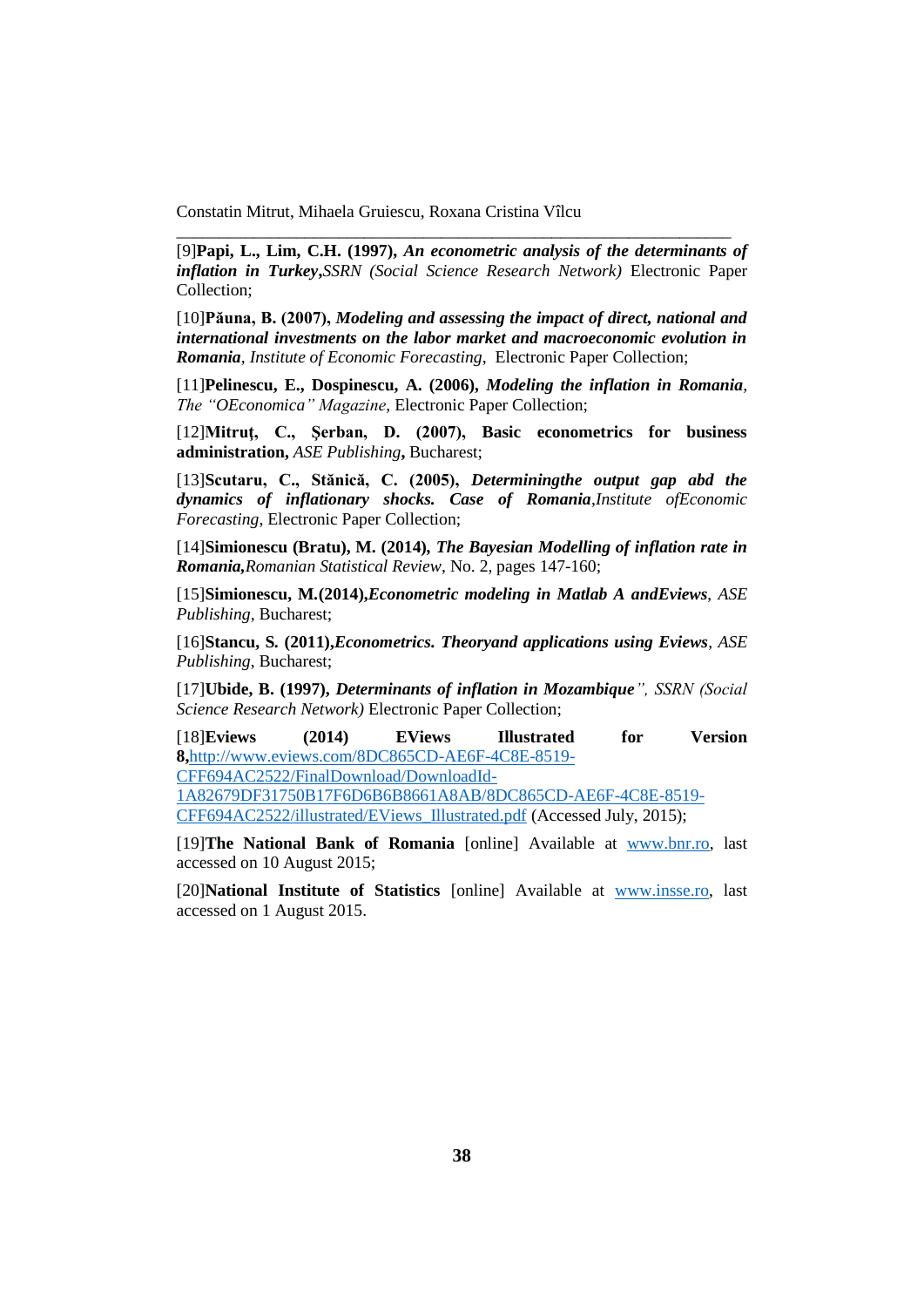[9]**Papi, L., Lim, C.H. (1997),** ***An econometric analysis of the determinants of inflation in Turkey,****SSRN (Social Science Research Network)* Electronic Paper Collection;

[10]**Păuna, B. (2007),** ***Modeling and assessing the impact of direct, national and international investments on the labor market and macroeconomic evolution in Romania****, Institute of Economic Forecasting*, Electronic Paper Collection;

[11]**Pelinescu, E., Dospinescu, A. (2006),** ***Modeling the inflation in Romania****, The "OEconomica" Magazine*, Electronic Paper Collection;

[12]**Mitruț, C., Șerban, D. (2007), Basic econometrics for business administration,** *ASE Publishing*, Bucharest;

[13]**Scutaru, C., Stănică, C. (2005),** ***Determiningthe output gap abd the dynamics of inflationary shocks. Case of Romania****,Institute ofEconomic Forecasting*, Electronic Paper Collection;

[14]**Simionescu (Bratu), M. (2014),** ***The Bayesian Modelling of inflation rate in Romania,****Romanian Statistical Review*, No. 2, pages 147-160;

[15]**Simionescu, M.(2014),*****Econometric modeling in Matlab A andEviews****, ASE Publishing*, Bucharest;

[16]**Stancu, S. (2011),*****Econometrics. Theoryand applications using Eviews****, ASE Publishing*, Bucharest;

[17]**Ubide, B. (1997),** ***Determinants of inflation in Mozambique****", SSRN (Social Science Research Network)* Electronic Paper Collection;

[18]**Eviews (2014) EViews Illustrated for Version 8,**http://www.eviews.com/8DC865CD-AE6F-4C8E-8519-CFF694AC2522/FinalDownload/DownloadId-1A82679DF31750B17F6D6B6B8661A8AB/8DC865CD-AE6F-4C8E-8519-CFF694AC2522/illustrated/EViews_Illustrated.pdf (Accessed July, 2015);

[19]**The National Bank of Romania** [online] Available at www.bnr.ro, last accessed on 10 August 2015;

[20]**National Institute of Statistics** [online] Available at www.insse.ro, last accessed on 1 August 2015.